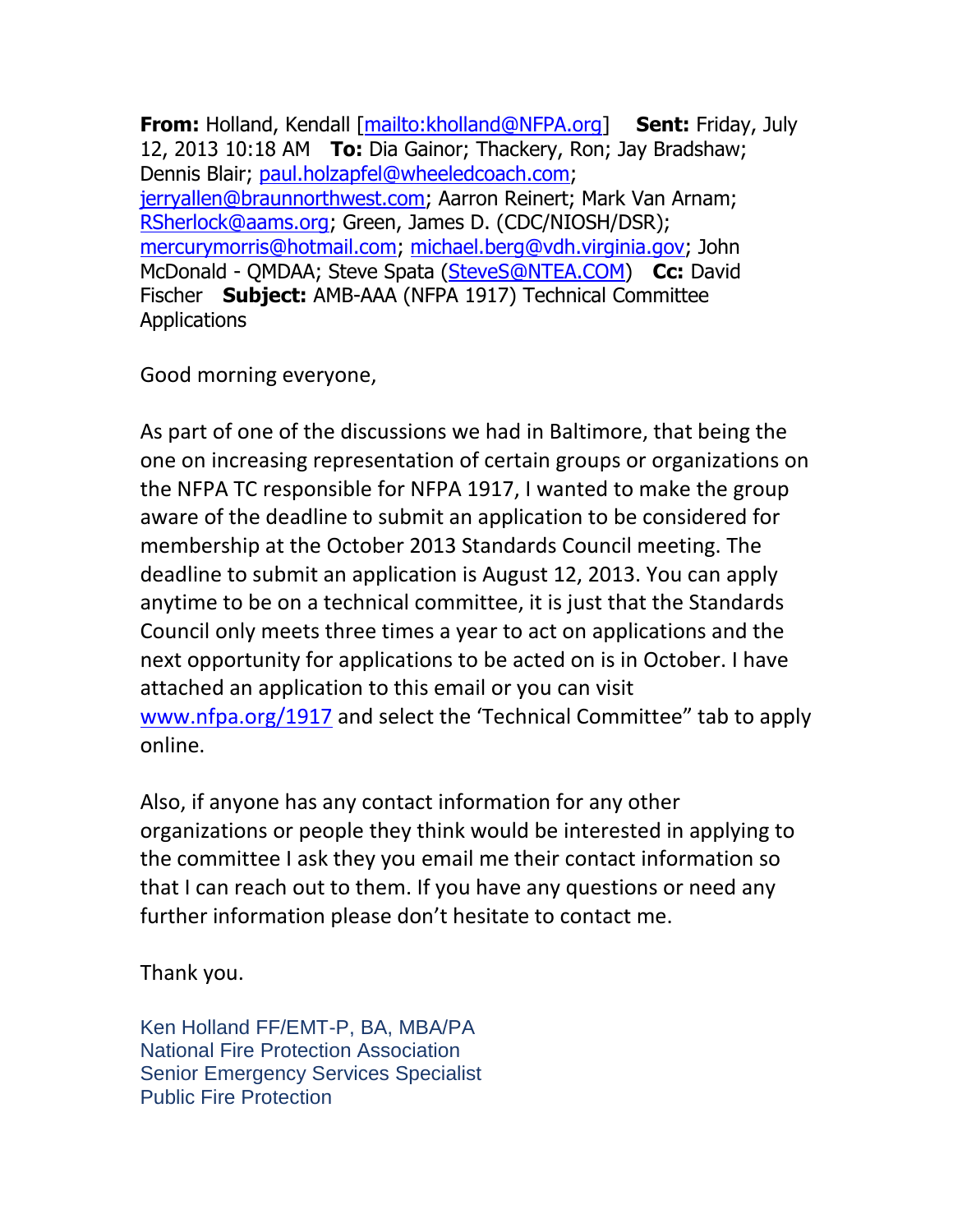**From:** Holland, Kendall [mailto:kholland@NFPA.org] **Sent:** Friday, July 12, 2013 10:18 AM **To:** Dia Gainor; Thackery, Ron; Jay Bradshaw; Dennis Blair; paul.holzapfel@wheeledcoach.com; jerryallen@braunnorthwest.com; Aarron Reinert; Mark Van Arnam; RSherlock@aams.org; Green, James D. (CDC/NIOSH/DSR); mercurymorris@hotmail.com; michael.berg@vdh.virginia.gov; John McDonald - QMDAA; Steve Spata (SteveS@NTEA.COM) **Cc:** David Fischer **Subject:** AMB-AAA (NFPA 1917) Technical Committee Applications

Good morning everyone,

As part of one of the discussions we had in Baltimore, that being the one on increasing representation of certain groups or organizations on the NFPA TC responsible for NFPA 1917, I wanted to make the group aware of the deadline to submit an application to be considered for membership at the October 2013 Standards Council meeting. The deadline to submit an application is August 12, 2013. You can apply anytime to be on a technical committee, it is just that the Standards Council only meets three times a year to act on applications and the next opportunity for applications to be acted on is in October. I have attached an application to this email or you can visit www.nfpa.org/1917 and select the 'Technical Committee" tab to apply online.

Also, if anyone has any contact information for any other organizations or people they think would be interested in applying to the committee I ask they you email me their contact information so that I can reach out to them. If you have any questions or need any further information please don't hesitate to contact me.

Thank you.

Ken Holland FF/EMT-P, BA, MBA/PA
National Fire Protection Association
Senior Emergency Services Specialist
Public Fire Protection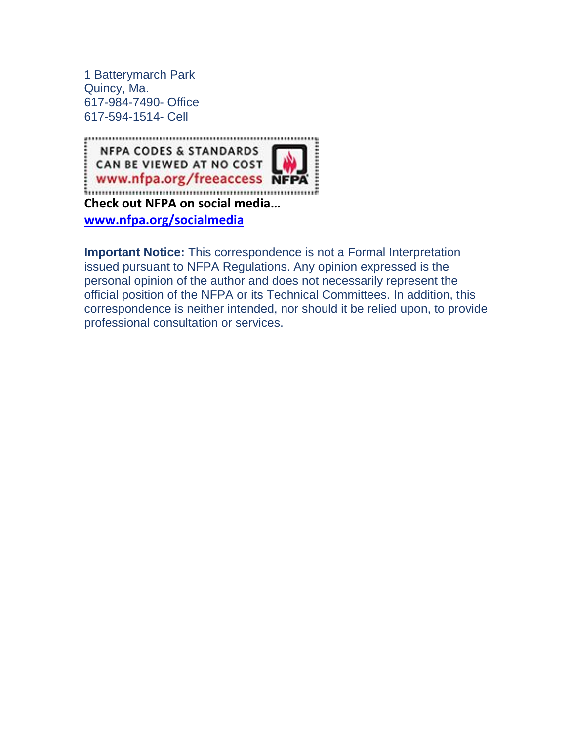1 Batterymarch Park
Quincy, Ma.
617-984-7490- Office
617-594-1514- Cell

NFPA CODES & STANDARDS CAN BE VIEWED AT NO COST www.nfpa.org/freeaccess NFPA

**Check out NFPA on social media…**
**[www.nfpa.org/socialmedia](http://www.nfpa.org/socialmedia)**

**Important Notice:** This correspondence is not a Formal Interpretation issued pursuant to NFPA Regulations. Any opinion expressed is the personal opinion of the author and does not necessarily represent the official position of the NFPA or its Technical Committees. In addition, this correspondence is neither intended, nor should it be relied upon, to provide professional consultation or services.